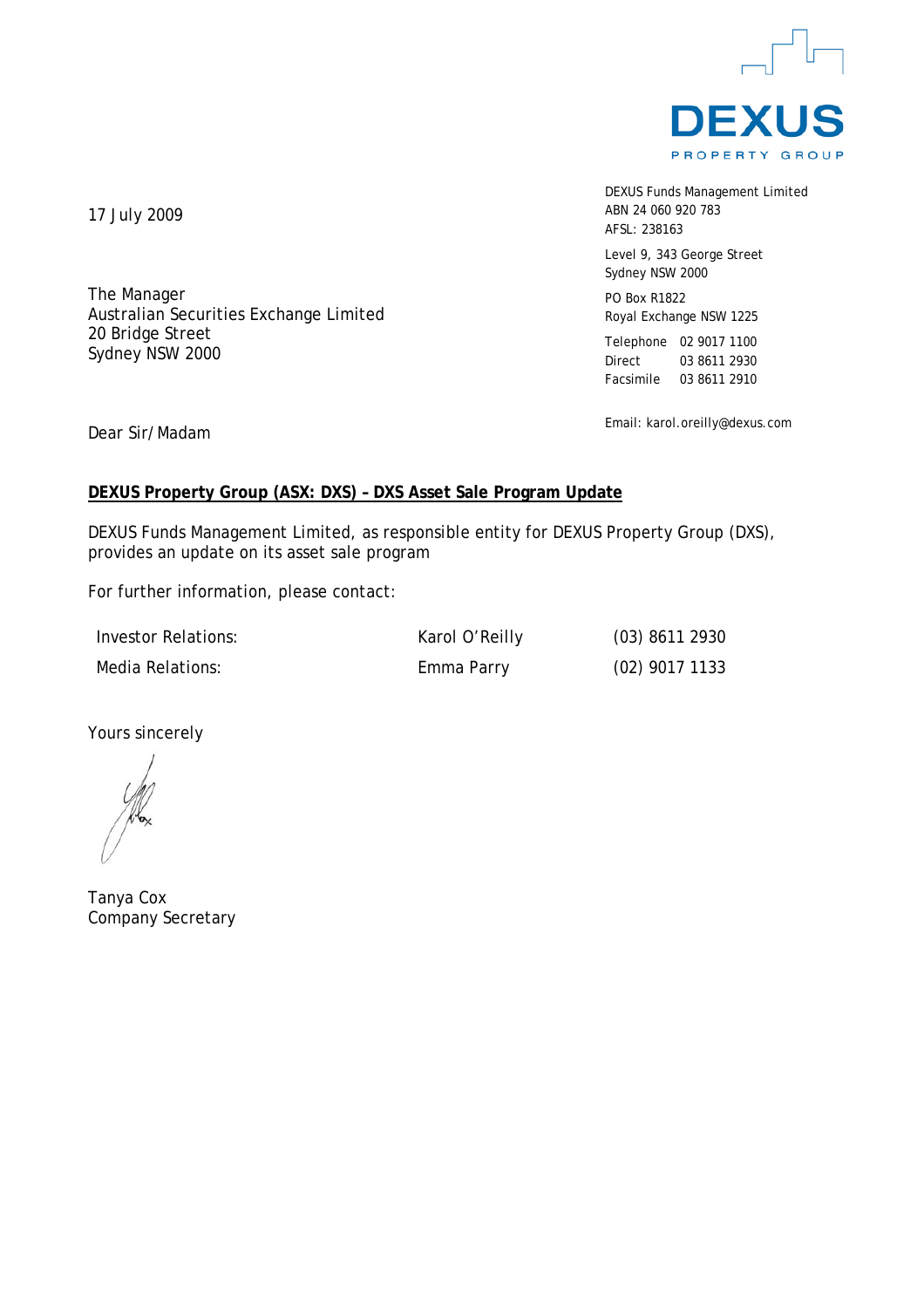DEXUS PROPERTY GROUP

DEXUS Funds Management Limited
ABN 24 060 920 783
AFSL: 238163

Level 9, 343 George Street
Sydney NSW 2000

PO Box R1822
Royal Exchange NSW 1225

Telephone 02 9017 1100
Direct 03 8611 2930
Facsimile 03 8611 2910

Email: karol.oreilly@dexus.com

17 July 2009

The Manager
Australian Securities Exchange Limited
20 Bridge Street
Sydney NSW 2000

Dear Sir/Madam

**DEXUS Property Group (ASX: DXS) – DXS Asset Sale Program Update**

DEXUS Funds Management Limited, as responsible entity for DEXUS Property Group (DXS), provides an update on its asset sale program

For further information, please contact:

| | | |
|---|---|---|
| Investor Relations: | Karol O'Reilly | (03) 8611 2930 |
| Media Relations: | Emma Parry | (02) 9017 1133 |

Yours sincerely

Tanya Cox
Company Secretary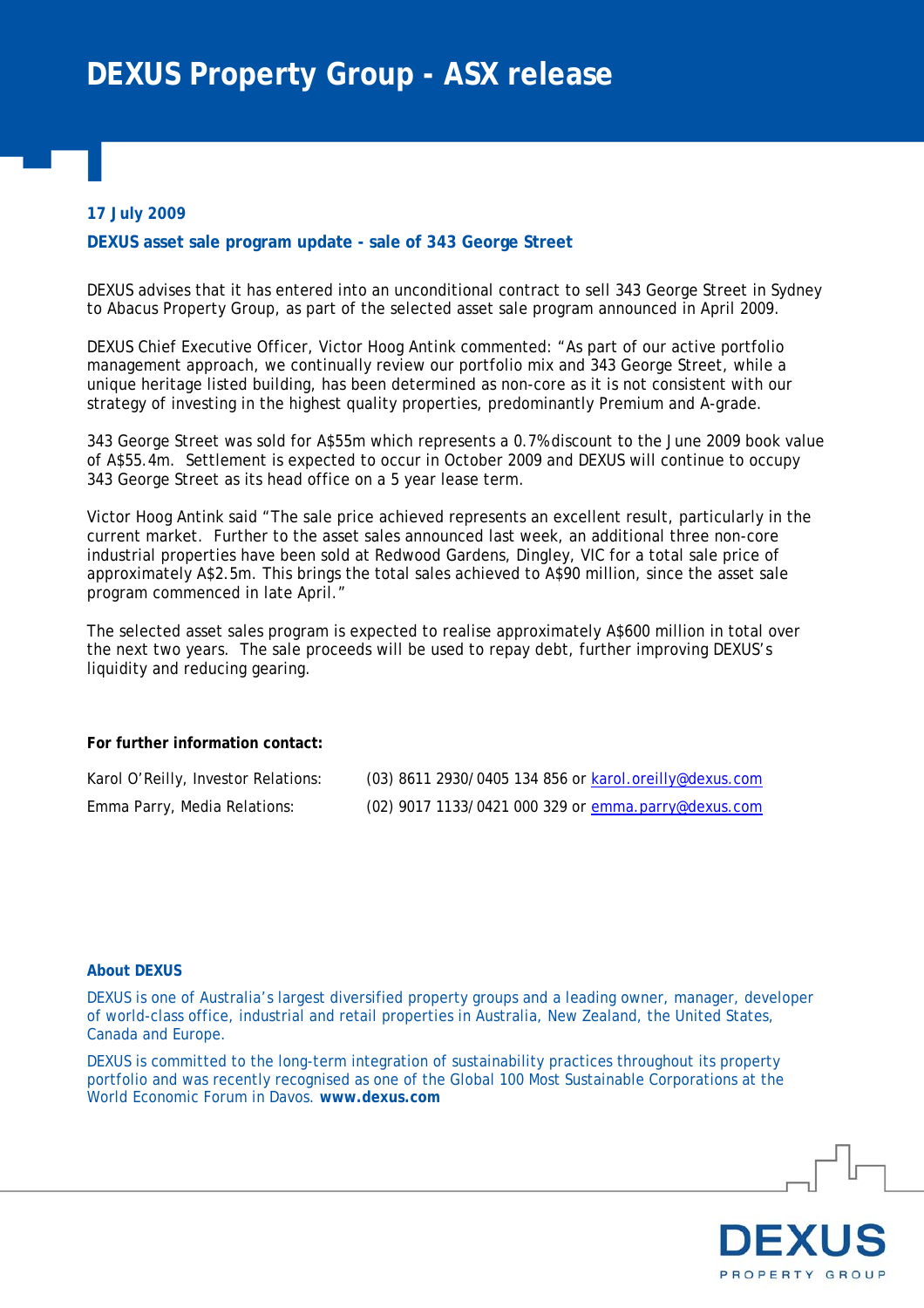# DEXUS Property Group - ASX release

**17 July 2009**

**DEXUS asset sale program update - sale of 343 George Street**

DEXUS advises that it has entered into an unconditional contract to sell 343 George Street in Sydney to Abacus Property Group, as part of the selected asset sale program announced in April 2009.

DEXUS Chief Executive Officer, Victor Hoog Antink commented: "As part of our active portfolio management approach, we continually review our portfolio mix and 343 George Street, while a unique heritage listed building, has been determined as non-core as it is not consistent with our strategy of investing in the highest quality properties, predominantly Premium and A-grade.

343 George Street was sold for A$55m which represents a 0.7% discount to the June 2009 book value of A$55.4m. Settlement is expected to occur in October 2009 and DEXUS will continue to occupy 343 George Street as its head office on a 5 year lease term.

Victor Hoog Antink said "The sale price achieved represents an excellent result, particularly in the current market. Further to the asset sales announced last week, an additional three non-core industrial properties have been sold at Redwood Gardens, Dingley, VIC for a total sale price of approximately A$2.5m. This brings the total sales achieved to A$90 million, since the asset sale program commenced in late April."

The selected asset sales program is expected to realise approximately A$600 million in total over the next two years. The sale proceeds will be used to repay debt, further improving DEXUS's liquidity and reducing gearing.

**For further information contact:**

| | |
|---|---|
| Karol O'Reilly, Investor Relations: | (03) 8611 2930/0405 134 856 or karol.oreilly@dexus.com |
| Emma Parry, Media Relations: | (02) 9017 1133/0421 000 329 or emma.parry@dexus.com |

**About DEXUS**

DEXUS is one of Australia's largest diversified property groups and a leading owner, manager, developer of world-class office, industrial and retail properties in Australia, New Zealand, the United States, Canada and Europe.

DEXUS is committed to the long-term integration of sustainability practices throughout its property portfolio and was recently recognised as one of the Global 100 Most Sustainable Corporations at the World Economic Forum in Davos. **www.dexus.com**